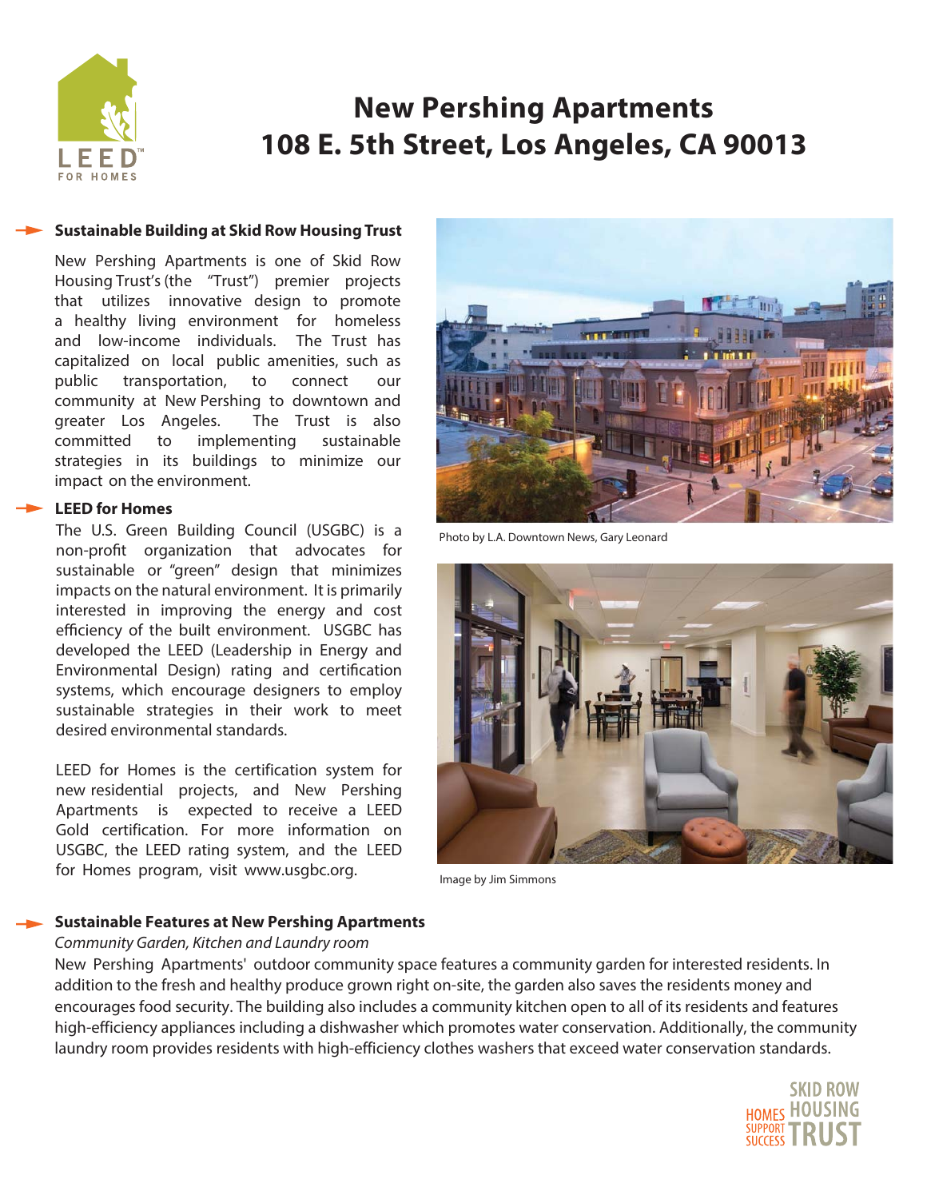# New Pershing Apartments
# 108 E. 5th Street, Los Angeles, CA 90013

### Sustainable Building at Skid Row Housing Trust

New Pershing Apartments is one of Skid Row Housing Trust's (the "Trust") premier projects that utilizes innovative design to promote a healthy living environment for homeless and low-income individuals. The Trust has capitalized on local public amenities, such as public transportation, to connect our community at New Pershing to downtown and greater Los Angeles. The Trust is also committed to implementing sustainable strategies in its buildings to minimize our impact on the environment.

### LEED for Homes

The U.S. Green Building Council (USGBC) is a non-profit organization that advocates for sustainable or "green" design that minimizes impacts on the natural environment. It is primarily interested in improving the energy and cost efficiency of the built environment. USGBC has developed the LEED (Leadership in Energy and Environmental Design) rating and certification systems, which encourage designers to employ sustainable strategies in their work to meet desired environmental standards.

LEED for Homes is the certification system for new residential projects, and New Pershing Apartments is expected to receive a LEED Gold certification. For more information on USGBC, the LEED rating system, and the LEED for Homes program, visit www.usgbc.org.

Photo by L.A. Downtown News, Gary Leonard

Image by Jim Simmons

### Sustainable Features at New Pershing Apartments

*Community Garden, Kitchen and Laundry room*

New Pershing Apartments' outdoor community space features a community garden for interested residents. In addition to the fresh and healthy produce grown right on-site, the garden also saves the residents money and encourages food security. The building also includes a community kitchen open to all of its residents and features high-efficiency appliances including a dishwasher which promotes water conservation. Additionally, the community laundry room provides residents with high-efficiency clothes washers that exceed water conservation standards.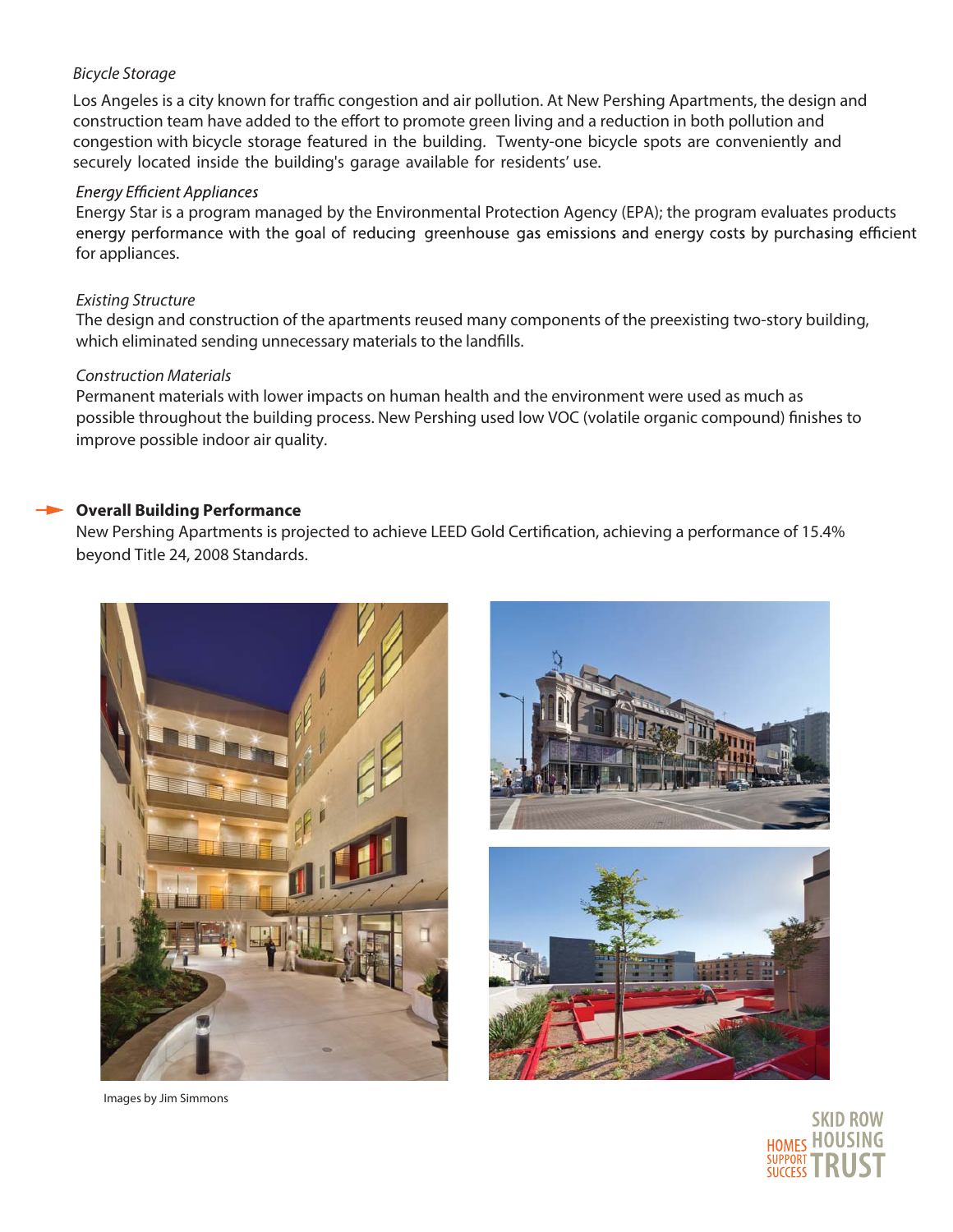*Bicycle Storage*

Los Angeles is a city known for traffic congestion and air pollution. At New Pershing Apartments, the design and construction team have added to the effort to promote green living and a reduction in both pollution and congestion with bicycle storage featured in the building. Twenty-one bicycle spots are conveniently and securely located inside the building's garage available for residents' use.

*Energy Efficient Appliances*

Energy Star is a program managed by the Environmental Protection Agency (EPA); the program evaluates products energy performance with the goal of reducing greenhouse gas emissions and energy costs by purchasing efficient for appliances.

*Existing Structure*

The design and construction of the apartments reused many components of the preexisting two-story building, which eliminated sending unnecessary materials to the landfills.

*Construction Materials*

Permanent materials with lower impacts on human health and the environment were used as much as possible throughout the building process. New Pershing used low VOC (volatile organic compound) finishes to improve possible indoor air quality.

**Overall Building Performance**

New Pershing Apartments is projected to achieve LEED Gold Certification, achieving a performance of 15.4% beyond Title 24, 2008 Standards.

Images by Jim Simmons

SKID ROW HOUSING TRUST — HOMES SUPPORT SUCCESS